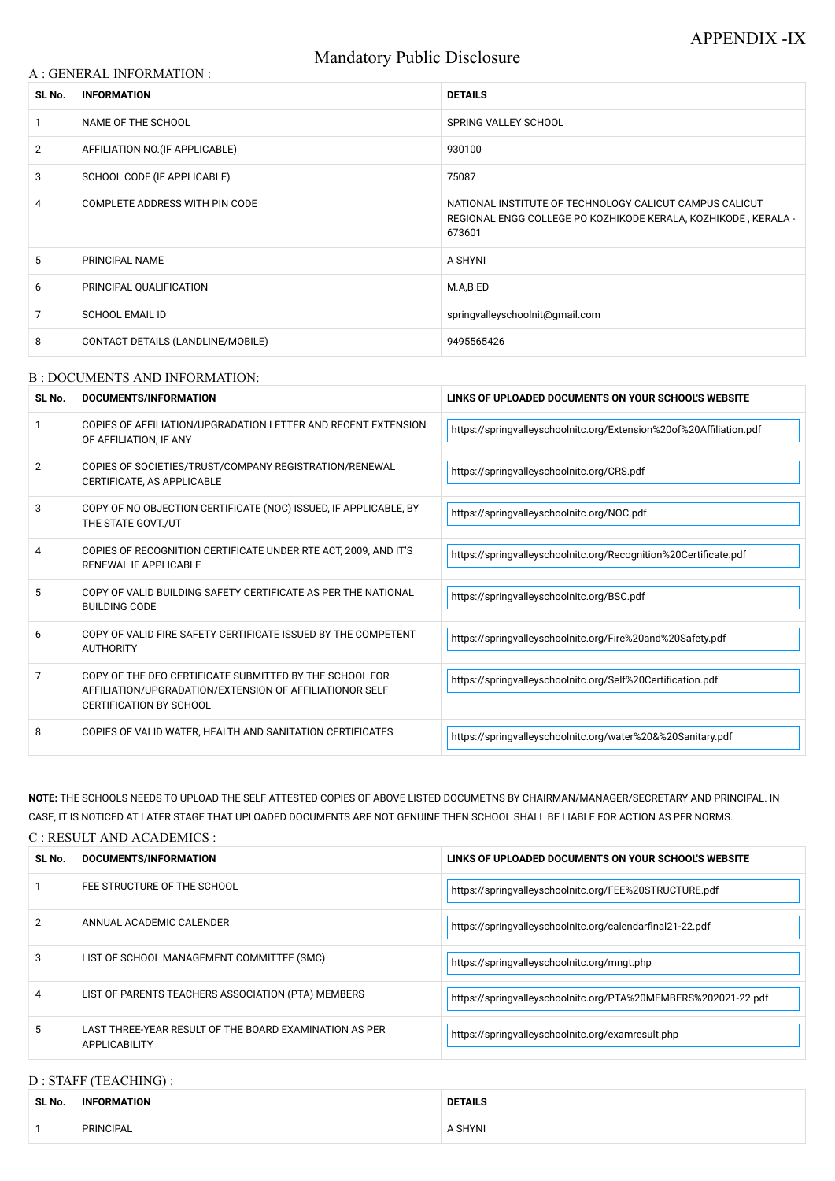APPENDIX -IX

# Mandatory Public Disclosure

## A : GENERAL INFORMATION :

| SL No. | INFORMATION | DETAILS |
|---|---|---|
| 1 | NAME OF THE SCHOOL | SPRING VALLEY SCHOOL |
| 2 | AFFILIATION NO.(IF APPLICABLE) | 930100 |
| 3 | SCHOOL CODE (IF APPLICABLE) | 75087 |
| 4 | COMPLETE ADDRESS WITH PIN CODE | NATIONAL INSTITUTE OF TECHNOLOGY CALICUT CAMPUS CALICUT REGIONAL ENGG COLLEGE PO KOZHIKODE KERALA, KOZHIKODE , KERALA - 673601 |
| 5 | PRINCIPAL NAME | A SHYNI |
| 6 | PRINCIPAL QUALIFICATION | M.A,B.ED |
| 7 | SCHOOL EMAIL ID | springvalleyschoolnit@gmail.com |
| 8 | CONTACT DETAILS (LANDLINE/MOBILE) | 9495565426 |

## B : DOCUMENTS AND INFORMATION:

| SL No. | DOCUMENTS/INFORMATION | LINKS OF UPLOADED DOCUMENTS ON YOUR SCHOOL'S WEBSITE |
|---|---|---|
| 1 | COPIES OF AFFILIATION/UPGRADATION LETTER AND RECENT EXTENSION OF AFFILIATION, IF ANY | https://springvalleyschoolnitc.org/Extension%20of%20Affiliation.pdf |
| 2 | COPIES OF SOCIETIES/TRUST/COMPANY REGISTRATION/RENEWAL CERTIFICATE, AS APPLICABLE | https://springvalleyschoolnitc.org/CRS.pdf |
| 3 | COPY OF NO OBJECTION CERTIFICATE (NOC) ISSUED, IF APPLICABLE, BY THE STATE GOVT./UT | https://springvalleyschoolnitc.org/NOC.pdf |
| 4 | COPIES OF RECOGNITION CERTIFICATE UNDER RTE ACT, 2009, AND IT'S RENEWAL IF APPLICABLE | https://springvalleyschoolnitc.org/Recognition%20Certificate.pdf |
| 5 | COPY OF VALID BUILDING SAFETY CERTIFICATE AS PER THE NATIONAL BUILDING CODE | https://springvalleyschoolnitc.org/BSC.pdf |
| 6 | COPY OF VALID FIRE SAFETY CERTIFICATE ISSUED BY THE COMPETENT AUTHORITY | https://springvalleyschoolnitc.org/Fire%20and%20Safety.pdf |
| 7 | COPY OF THE DEO CERTIFICATE SUBMITTED BY THE SCHOOL FOR AFFILIATION/UPGRADATION/EXTENSION OF AFFILIATIONOR SELF CERTIFICATION BY SCHOOL | https://springvalleyschoolnitc.org/Self%20Certification.pdf |
| 8 | COPIES OF VALID WATER, HEALTH AND SANITATION CERTIFICATES | https://springvalleyschoolnitc.org/water%20&%20Sanitary.pdf |

**NOTE:** THE SCHOOLS NEEDS TO UPLOAD THE SELF ATTESTED COPIES OF ABOVE LISTED DOCUMETNS BY CHAIRMAN/MANAGER/SECRETARY AND PRINCIPAL. IN CASE, IT IS NOTICED AT LATER STAGE THAT UPLOADED DOCUMENTS ARE NOT GENUINE THEN SCHOOL SHALL BE LIABLE FOR ACTION AS PER NORMS.

## C : RESULT AND ACADEMICS :

| SL No. | DOCUMENTS/INFORMATION | LINKS OF UPLOADED DOCUMENTS ON YOUR SCHOOL'S WEBSITE |
|---|---|---|
| 1 | FEE STRUCTURE OF THE SCHOOL | https://springvalleyschoolnitc.org/FEE%20STRUCTURE.pdf |
| 2 | ANNUAL ACADEMIC CALENDER | https://springvalleyschoolnitc.org/calendarfinal21-22.pdf |
| 3 | LIST OF SCHOOL MANAGEMENT COMMITTEE (SMC) | https://springvalleyschoolnitc.org/mngt.php |
| 4 | LIST OF PARENTS TEACHERS ASSOCIATION (PTA) MEMBERS | https://springvalleyschoolnitc.org/PTA%20MEMBERS%202021-22.pdf |
| 5 | LAST THREE-YEAR RESULT OF THE BOARD EXAMINATION AS PER APPLICABILITY | https://springvalleyschoolnitc.org/examresult.php |

## D : STAFF (TEACHING) :

| SL No. | INFORMATION | DETAILS |
|---|---|---|
| 1 | PRINCIPAL | A SHYNI |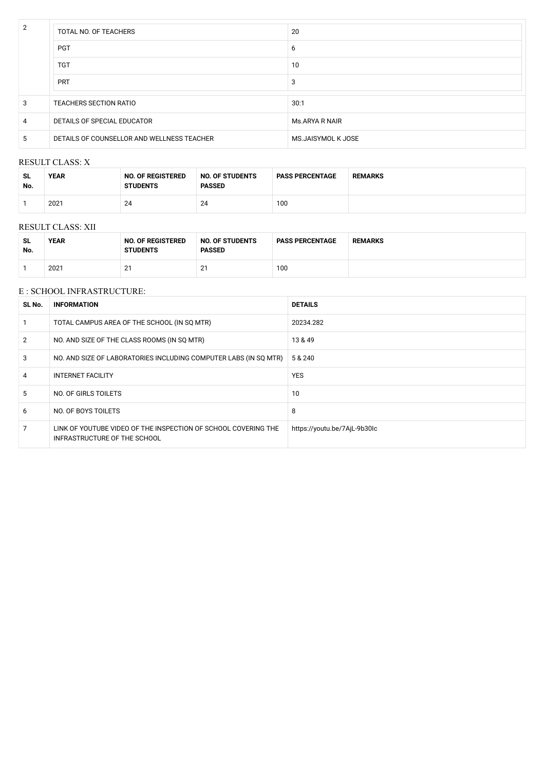| | | |
|---|---|---|
| 2 | TOTAL NO. OF TEACHERS | 20 |
| | PGT | 6 |
| | TGT | 10 |
| | PRT | 3 |
| 3 | TEACHERS SECTION RATIO | 30:1 |
| 4 | DETAILS OF SPECIAL EDUCATOR | Ms.ARYA R NAIR |
| 5 | DETAILS OF COUNSELLOR AND WELLNESS TEACHER | MS.JAISYMOL K JOSE |

## RESULT CLASS: X

| SL No. | YEAR | NO. OF REGISTERED STUDENTS | NO. OF STUDENTS PASSED | PASS PERCENTAGE | REMARKS |
|---|---|---|---|---|---|
| 1 | 2021 | 24 | 24 | 100 | |

## RESULT CLASS: XII

| SL No. | YEAR | NO. OF REGISTERED STUDENTS | NO. OF STUDENTS PASSED | PASS PERCENTAGE | REMARKS |
|---|---|---|---|---|---|
| 1 | 2021 | 21 | 21 | 100 | |

## E : SCHOOL INFRASTRUCTURE:

| SL No. | INFORMATION | DETAILS |
|---|---|---|
| 1 | TOTAL CAMPUS AREA OF THE SCHOOL (IN SQ MTR) | 20234.282 |
| 2 | NO. AND SIZE OF THE CLASS ROOMS (IN SQ MTR) | 13 & 49 |
| 3 | NO. AND SIZE OF LABORATORIES INCLUDING COMPUTER LABS (IN SQ MTR) | 5 & 240 |
| 4 | INTERNET FACILITY | YES |
| 5 | NO. OF GIRLS TOILETS | 10 |
| 6 | NO. OF BOYS TOILETS | 8 |
| 7 | LINK OF YOUTUBE VIDEO OF THE INSPECTION OF SCHOOL COVERING THE INFRASTRUCTURE OF THE SCHOOL | https://youtu.be/7AjL-9b30Ic |